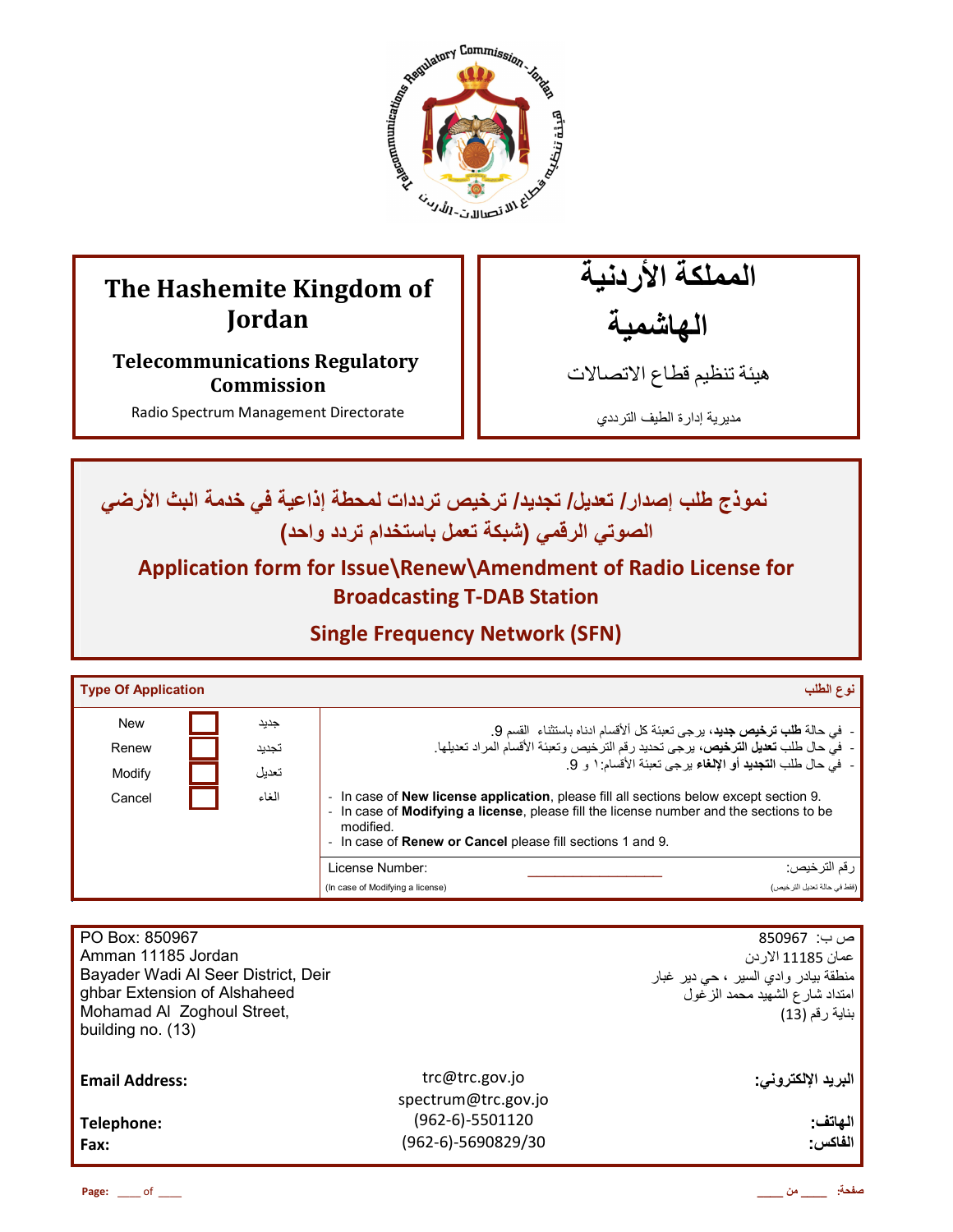| The Hashemite Kingdom of Jordan | المملكة الأردنية الهاشمية |
|---|---|
| **Telecommunications Regulatory Commission** | هيئة تنظيم قطاع الاتصالات |
| Radio Spectrum Management Directorate | مديرية إدارة الطيف الترددي |

## نموذج طلب إصدار/ تعديل/ تجديد/ ترخيص ترددات لمحطة إذاعية في خدمة البث الأرضي الصوتي الرقمي (شبكة تعمل باستخدام تردد واحد)

## Application form for Issue\Renew\Amendment of Radio License for Broadcasting T-DAB Station

## Single Frequency Network (SFN)

| Type Of Application | | | نوع الطلب |
|---|---|---|---|
| New | ☐ | جديد | - في حالة **طلب ترخيص جديد**، يرجى تعبئة كل ألأقسام ادناه باستثناء القسم 9. |
| Renew | ☐ | تجديد | - في حال طلب **تعديل الترخيص**، يرجى تحديد رقم الترخيص وتعبئة الأقسام المراد تعديلها. |
| Modify | ☐ | تعديل | - في حال طلب **التجديد أو الإلغاء** يرجى تعبئة الأقسام:١ و 9. |
| Cancel | ☐ | الغاء | |

- In case of **New license application**, please fill all sections below except section 9.
- In case of **Modifying a license**, please fill the license number and the sections to be modified.
- In case of **Renew or Cancel** please fill sections 1 and 9.

License Number: ____________________ رقم الترخيص:

(In case of Modifying a license) (فقط في حالة تعديل الترخيص)

| | | |
|---|---|---|
| PO Box: 850967<br>Amman 11185 Jordan<br>Bayader Wadi Al Seer District, Deir ghbar Extension of Alshaheed Mohamad Al Zoghoul Street, building no. (13) | | ص ب: 850967<br>عمان 11185 الاردن<br>منطقة بيادر وادي السير ، حي دير غبار<br>امتداد شارع الشهيد محمد الزغول<br>بناية رقم (13) |
| **Email Address:** | trc@trc.gov.jo<br>spectrum@trc.gov.jo | **البريد الإلكتروني:** |
| **Telephone:** | (962-6)-5501120 | **الهاتف:** |
| **Fax:** | (962-6)-5690829/30 | **الفاكس:** |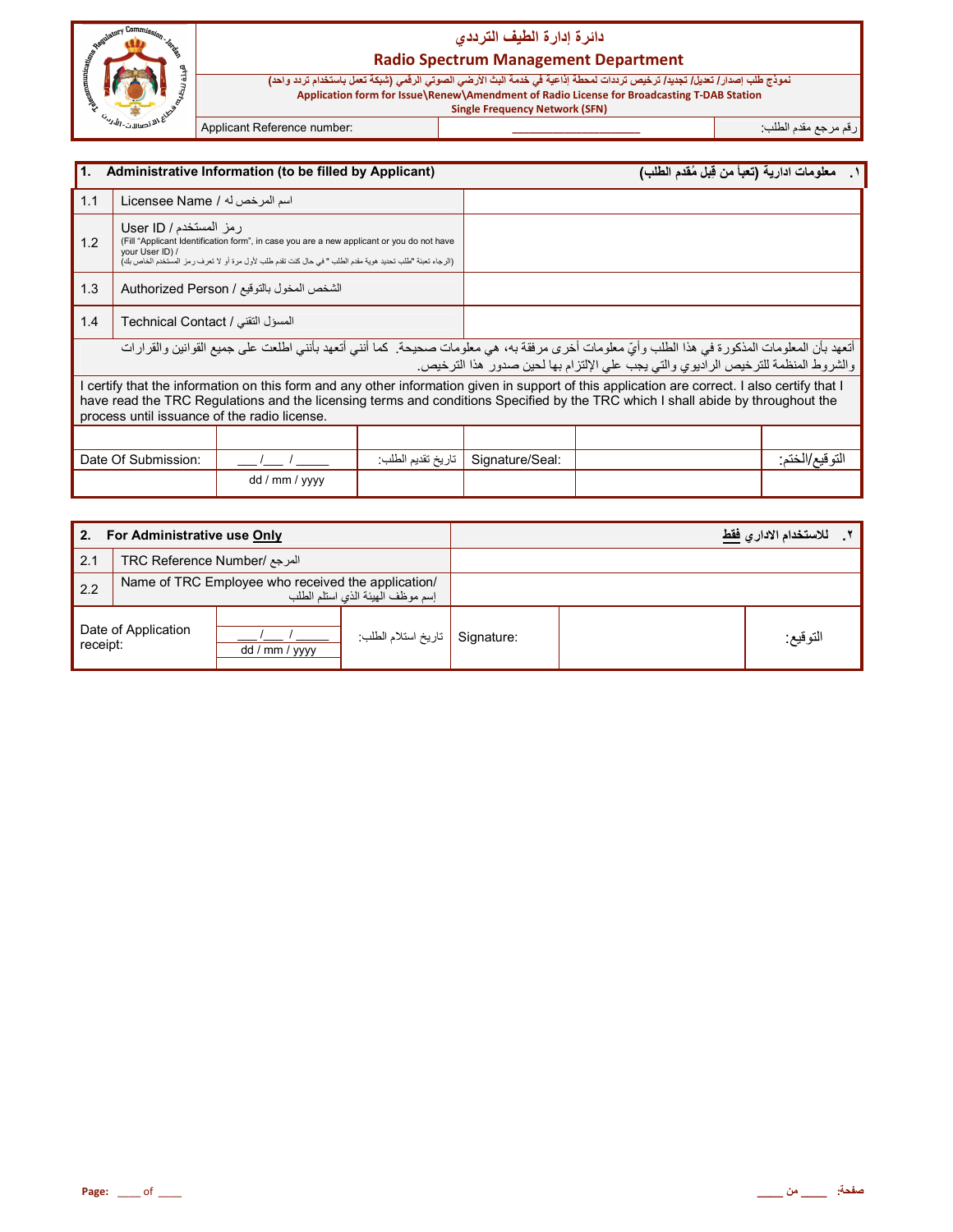# دائرة إدارة الطيف الترددي

## Radio Spectrum Management Department

نموذج طلب إصدار/ تعديل/ تجديد/ ترخيص ترددات لمحطة إذاعية في خدمة البث الأرضي الصوتي الرقمي (شبكة تعمل باستخدام تردد واحد)

**Application form for Issue\Renew\Amendment of Radio License for Broadcasting T-DAB Station**

**Single Frequency Network (SFN)**

| Applicant Reference number: | ___________________ | رقم مرجع مقدم الطلب: |
|---|---|---|

| **1. Administrative Information (to be filled by Applicant)** | **١. معلومات ادارية (تعبأ من قبل مُقدم الطلب)** |
|---|---|
| 1.1 Licensee Name / اسم المرخص له | |
| 1.2 User ID / رمز المستخدم (Fill "Applicant Identification form", in case you are a new applicant or you do not have your User ID) / (الرجاء تعبئة "طلب تحديد هوية مقدم الطلب" في حال كنت تقدم طلب لأول مرة أو لا تعرف رمز المستخدم الخاص بك) | |
| 1.3 Authorized Person / الشخص المخول بالتوقيع | |
| 1.4 Technical Contact / المسؤل التقني | |

أتعهد بأن المعلومات المذكورة في هذا الطلب وأيّ معلومات أخرى مرفقة به، هي معلومات صحيحة. كما أنني أتعهد بأنني اطلعت على جميع القوانين والقرارات والشروط المنظمة للترخيص الراديوي والتي يجب علي الإلتزام بها لحين صدور هذا الترخيص.

I certify that the information on this form and any other information given in support of this application are correct. I also certify that I have read the TRC Regulations and the licensing terms and conditions Specified by the TRC which I shall abide by throughout the process until issuance of the radio license.

| Date Of Submission: | ___/___ /_____ dd / mm / yyyy | تاريخ تقديم الطلب: | Signature/Seal: | | التوقيع/الختم: |
|---|---|---|---|---|---|

| **2. For Administrative use Only** | **٢. للاستخدام الاداري فقط** |
|---|---|
| 2.1 TRC Reference Number/ المرجع | |
| 2.2 Name of TRC Employee who received the application/ إسم موظف الهيئة الذي استلم الطلب | |

| Date of Application receipt: | ___/___ /_____ dd / mm / yyyy | تاريخ استلام الطلب: | Signature: | | التوقيع: |
|---|---|---|---|---|---|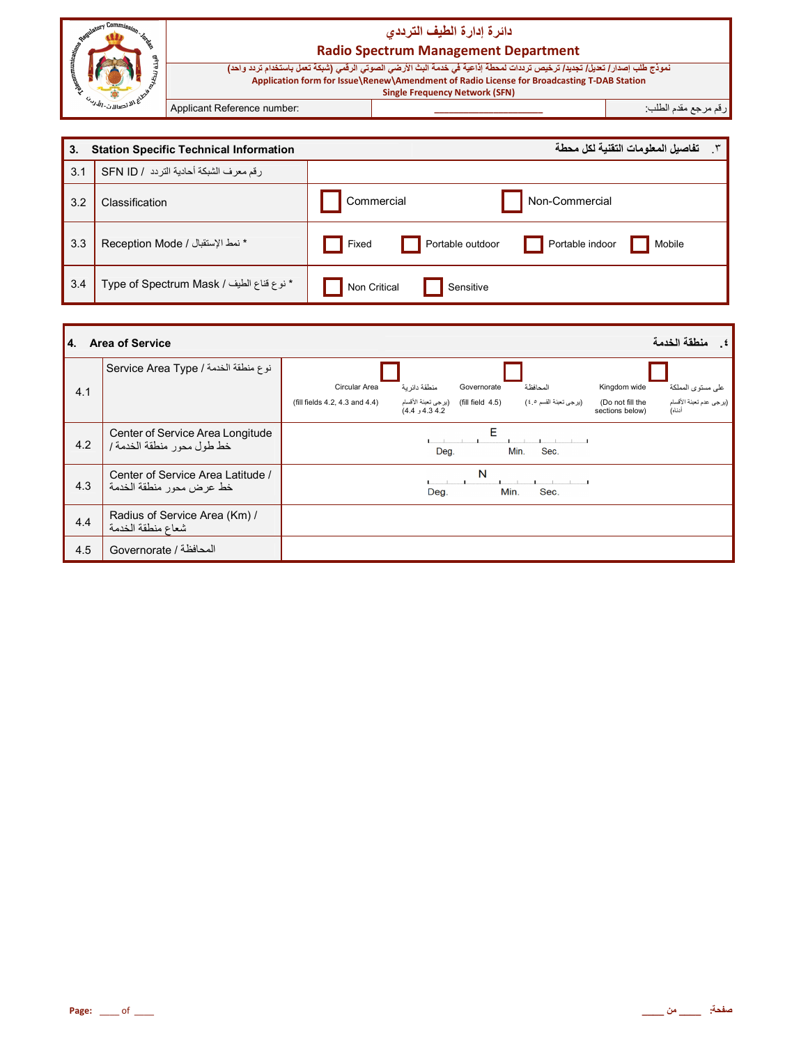# دائرة إدارة الطيف الترددي

## Radio Spectrum Management Department

نموذج طلب إصدار/ تعديل/ تجديد/ ترخيص ترددات لمحطة إذاعية في خدمة البث الأرضي الصوتي الرقمي (شبكة تعمل باستخدام تردد واحد)

**Application form for Issue\Renew\Amendment of Radio License for Broadcasting T-DAB Station**

**Single Frequency Network (SFN)**

| Applicant Reference number: | ______________ | رقم مرجع مقدم الطلب: |
|---|---|---|

| 3. | **Station Specific Technical Information** | **تفاصيل المعلومات التقنية لكل محطة .٣** |
|---|---|---|
| 3.1 | SFN ID / رقم معرف الشبكة أحادية التردد | |
| 3.2 | Classification | ☐ Commercial ☐ Non-Commercial |
| 3.3 | Reception Mode / نمط الإستقبال * | ☐ Fixed ☐ Portable outdoor ☐ Portable indoor ☐ Mobile |
| 3.4 | Type of Spectrum Mask / نوع قناع الطيف * | ☐ Non Critical ☐ Sensitive |

| 4. | **Area of Service** | **منطقة الخدمة .٤** |
|---|---|---|
| 4.1 | Service Area Type / نوع منطقة الخدمة | ☐ Circular Area منطقة دائرية (fill fields 4.2, 4.3 and 4.4) (يرجى تعبئة الأقسام 4.2 ،4.3 و 4.4) ☐ Governorate المحافظة (fill field 4.5) (يرجى تعبئة القسم ٤.٥) ☐ Kingdom wide على مستوى المملكة (Do not fill the sections below) (يرجى عدم تعبئة الأقسام أدناه) |
| 4.2 | Center of Service Area Longitude / خط طول محور منطقة الخدمة | E ___ Deg. ___ Min. ___ Sec. |
| 4.3 | Center of Service Area Latitude / خط عرض محور منطقة الخدمة | N ___ Deg. ___ Min. ___ Sec. |
| 4.4 | Radius of Service Area (Km) / شعاع منطقة الخدمة | |
| 4.5 | Governorate / المحافظة | |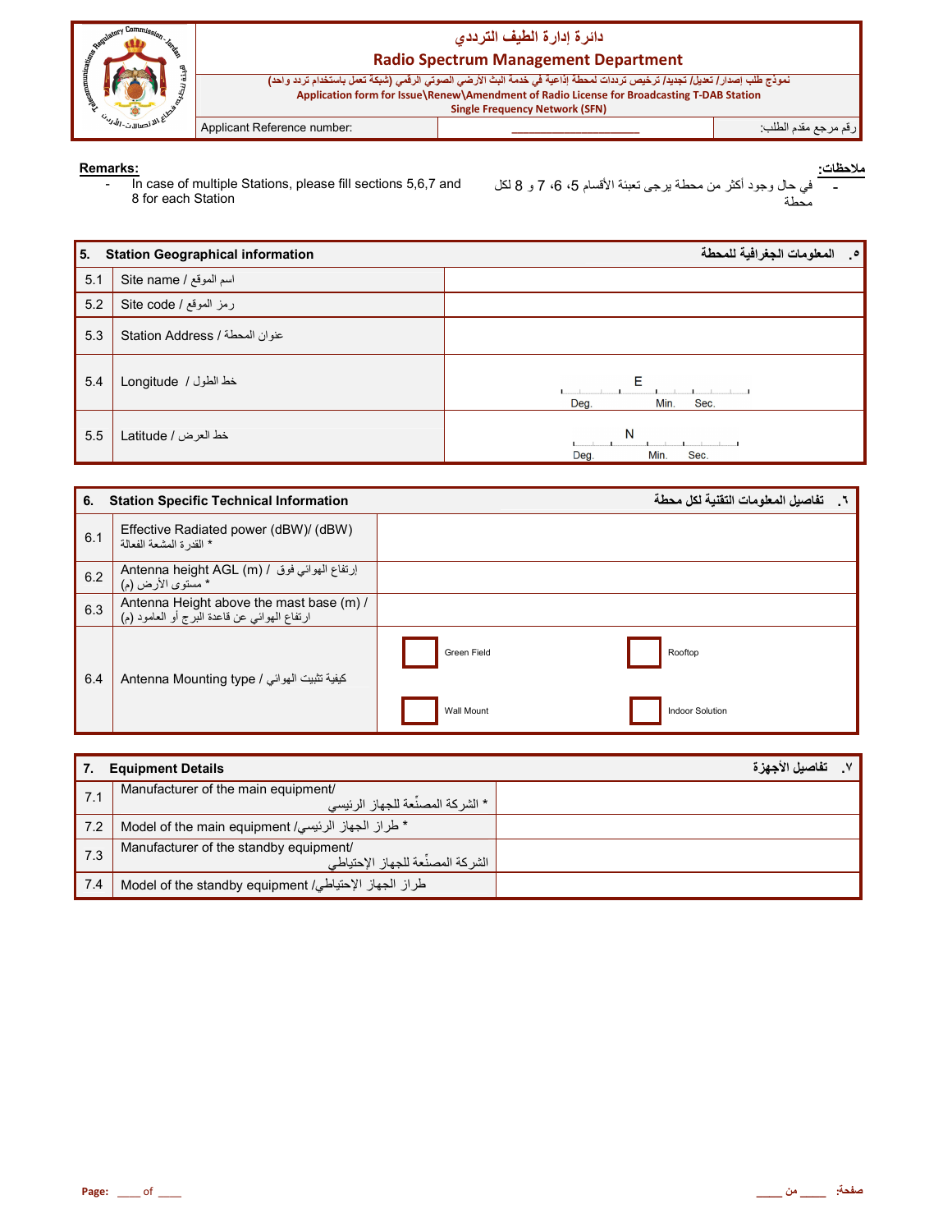## دائرة إدارة الطيف الترددي

## Radio Spectrum Management Department

**نموذج طلب إصدار/ تعديل/ تجديد/ ترخيص ترددات لمحطة إذاعية في خدمة البث الأرضي الصوتي الرقمي (شبكة تعمل باستخدام تردد واحد)**

**Application form for Issue\Renew\Amendment of Radio License for Broadcasting T-DAB Station**

**Single Frequency Network (SFN)**

| Applicant Reference number: | ___________________ | رقم مرجع مقدم الطلب: |
|---|---|---|

**Remarks:**

- In case of multiple Stations, please fill sections 5,6,7 and 8 for each Station

**ملاحظات:**

- في حال وجود أكثر من محطة يرجى تعبئة الأقسام 5، 6، 7 و 8 لكل محطة

| 5. | Station Geographical information | ٥. المعلومات الجغرافية للمحطة |
|---|---|---|
| 5.1 | Site name / اسم الموقع | |
| 5.2 | Site code / رمز الموقع | |
| 5.3 | Station Address / عنوان المحطة | |
| 5.4 | Longitude / خط الطول | E ___ Deg. ___ Min. ___ Sec. |
| 5.5 | Latitude / خط العرض | N ___ Deg. ___ Min. ___ Sec. |

| 6. | Station Specific Technical Information | ٦. تفاصيل المعلومات التقنية لكل محطة |
|---|---|---|
| 6.1 | Effective Radiated power (dBW)/ (dBW) القدرة المشعة الفعالة * | |
| 6.2 | Antenna height AGL (m) / إرتفاع الهوائي فوق مستوى الأرض (م) * | |
| 6.3 | Antenna Height above the mast base (m) / ارتفاع الهوائي عن قاعدة البرج أو العامود (م) | |
| 6.4 | Antenna Mounting type / كيفية تثبيت الهوائي | ☐ Green Field ☐ Rooftop ☐ Wall Mount ☐ Indoor Solution |

| 7. | Equipment Details | ٧. تفاصيل الأجهزة |
|---|---|---|
| 7.1 | Manufacturer of the main equipment/ الشركة المصنّعة للجهاز الرئيسي * | |
| 7.2 | Model of the main equipment / طراز الجهاز الرئيسي * | |
| 7.3 | Manufacturer of the standby equipment/ الشركة المصنّعة للجهاز الإحتياطي | |
| 7.4 | Model of the standby equipment / طراز الجهاز الإحتياطي | |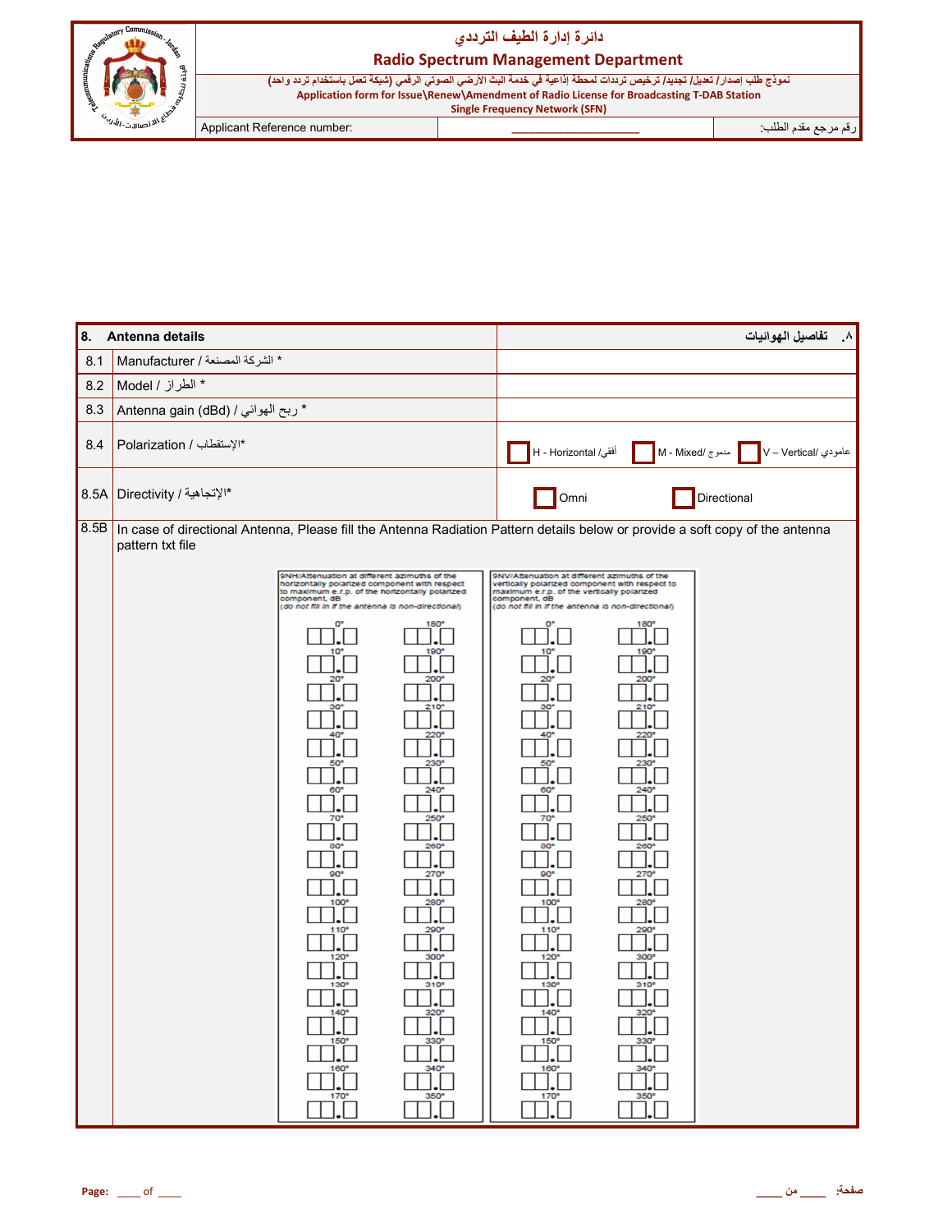دائرة إدارة الطيف الترددي

**Radio Spectrum Management Department**

نموذج طلب إصدار/ تعديل/ تجديد/ ترخيص ترددات لمحطة إذاعية في خدمة البث الأرضي الصوتي الرقمي (شبكة تعمل باستخدام تردد واحد)

**Application form for Issue\Renew\Amendment of Radio License for Broadcasting T-DAB Station Single Frequency Network (SFN)**

| Applicant Reference number: | ____________________ | رقم مرجع مقدم الطلب: |
|---|---|---|

| | **8. Antenna details** | **٨. تفاصيل الهوائيات** |
|---|---|---|
| 8.1 | Manufacturer / الشركة المصنعة * | |
| 8.2 | Model / الطراز * | |
| 8.3 | Antenna gain (dBd) / ربح الهوائي * | |
| 8.4 | Polarization / الإستقطاب* | ☐ H - Horizontal /أفقي ☐ M - Mixed/ ممزوج ☐ V – Vertical/ عامودي |
| 8.5A | Directivity / الإتجاهية* | ☐ Omni ☐ Directional |
| 8.5B | In case of directional Antenna, Please fill the Antenna Radiation Pattern details below or provide a soft copy of the antenna pattern txt file | |

**9NH/Attenuation at different azimuths of the horizontally polarized component with respect to maximum e.r.p. of the horizontally polarized component, dB**
*(do not fill in if the antenna is non-directional)*

| Azimuth | dB | Azimuth | dB |
|---|---|---|---|
| 0° | ☐☐.☐ | 180° | ☐☐.☐ |
| 10° | ☐☐.☐ | 190° | ☐☐.☐ |
| 20° | ☐☐.☐ | 200° | ☐☐.☐ |
| 30° | ☐☐.☐ | 210° | ☐☐.☐ |
| 40° | ☐☐.☐ | 220° | ☐☐.☐ |
| 50° | ☐☐.☐ | 230° | ☐☐.☐ |
| 60° | ☐☐.☐ | 240° | ☐☐.☐ |
| 70° | ☐☐.☐ | 250° | ☐☐.☐ |
| 80° | ☐☐.☐ | 260° | ☐☐.☐ |
| 90° | ☐☐.☐ | 270° | ☐☐.☐ |
| 100° | ☐☐.☐ | 280° | ☐☐.☐ |
| 110° | ☐☐.☐ | 290° | ☐☐.☐ |
| 120° | ☐☐.☐ | 300° | ☐☐.☐ |
| 130° | ☐☐.☐ | 310° | ☐☐.☐ |
| 140° | ☐☐.☐ | 320° | ☐☐.☐ |
| 150° | ☐☐.☐ | 330° | ☐☐.☐ |
| 160° | ☐☐.☐ | 340° | ☐☐.☐ |
| 170° | ☐☐.☐ | 350° | ☐☐.☐ |

**9NV/Attenuation at different azimuths of the vertically polarized component with respect to maximum e.r.p. of the vertically polarized component, dB**
*(do not fill in if the antenna is non-directional)*

| Azimuth | dB | Azimuth | dB |
|---|---|---|---|
| 0° | ☐☐.☐ | 180° | ☐☐.☐ |
| 10° | ☐☐.☐ | 190° | ☐☐.☐ |
| 20° | ☐☐.☐ | 200° | ☐☐.☐ |
| 30° | ☐☐.☐ | 210° | ☐☐.☐ |
| 40° | ☐☐.☐ | 220° | ☐☐.☐ |
| 50° | ☐☐.☐ | 230° | ☐☐.☐ |
| 60° | ☐☐.☐ | 240° | ☐☐.☐ |
| 70° | ☐☐.☐ | 250° | ☐☐.☐ |
| 80° | ☐☐.☐ | 260° | ☐☐.☐ |
| 90° | ☐☐.☐ | 270° | ☐☐.☐ |
| 100° | ☐☐.☐ | 280° | ☐☐.☐ |
| 110° | ☐☐.☐ | 290° | ☐☐.☐ |
| 120° | ☐☐.☐ | 300° | ☐☐.☐ |
| 130° | ☐☐.☐ | 310° | ☐☐.☐ |
| 140° | ☐☐.☐ | 320° | ☐☐.☐ |
| 150° | ☐☐.☐ | 330° | ☐☐.☐ |
| 160° | ☐☐.☐ | 340° | ☐☐.☐ |
| 170° | ☐☐.☐ | 350° | ☐☐.☐ |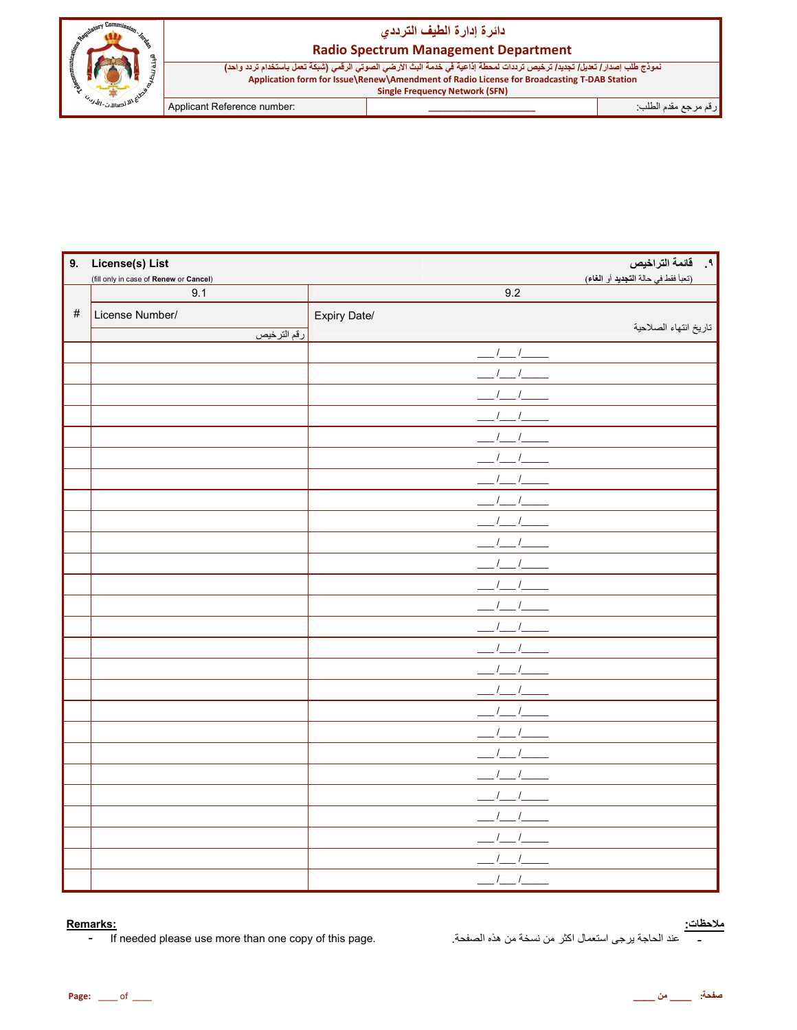# دائرة إدارة الطيف الترددي
## Radio Spectrum Management Department

نموذج طلب إصدار/ تعديل/ تجديد/ ترخيص ترددات لمحطة إذاعية في خدمة البث الأرضي الصوتي الرقمي (شبكة تعمل باستخدام تردد واحد)

**Application form for Issue\Renew\Amendment of Radio License for Broadcasting T-DAB Station Single Frequency Network (SFN)**

| Applicant Reference number: | ___________________ | رقم مرجع مقدم الطلب: |
|---|---|---|

## 9. License(s) List — ٩. قائمة التراخيص

(fill only in case of **Renew** or **Cancel**) — (تعبأ فقط في حالة **التجديد** أو **الغاء**)

| # | 9.1 License Number/ رقم الترخيص | 9.2 Expiry Date/ تاريخ انتهاء الصلاحية |
|---|---|---|
| | | ___ /___ /_____ |
| | | ___ /___ /_____ |
| | | ___ /___ /_____ |
| | | ___ /___ /_____ |
| | | ___ /___ /_____ |
| | | ___ /___ /_____ |
| | | ___ /___ /_____ |
| | | ___ /___ /_____ |
| | | ___ /___ /_____ |
| | | ___ /___ /_____ |
| | | ___ /___ /_____ |
| | | ___ /___ /_____ |
| | | ___ /___ /_____ |
| | | ___ /___ /_____ |
| | | ___ /___ /_____ |
| | | ___ /___ /_____ |
| | | ___ /___ /_____ |
| | | ___ /___ /_____ |
| | | ___ /___ /_____ |
| | | ___ /___ /_____ |
| | | ___ /___ /_____ |
| | | ___ /___ /_____ |
| | | ___ /___ /_____ |
| | | ___ /___ /_____ |
| | | ___ /___ /_____ |
| | | ___ /___ /_____ |

**Remarks:**
- If needed please use more than one copy of this page.

**ملاحظات:**
- عند الحاجة يرجى استعمال اكثر من نسخة من هذه الصفحة.

**Page:** ____ of ____ — **صفحة:** _____ من _____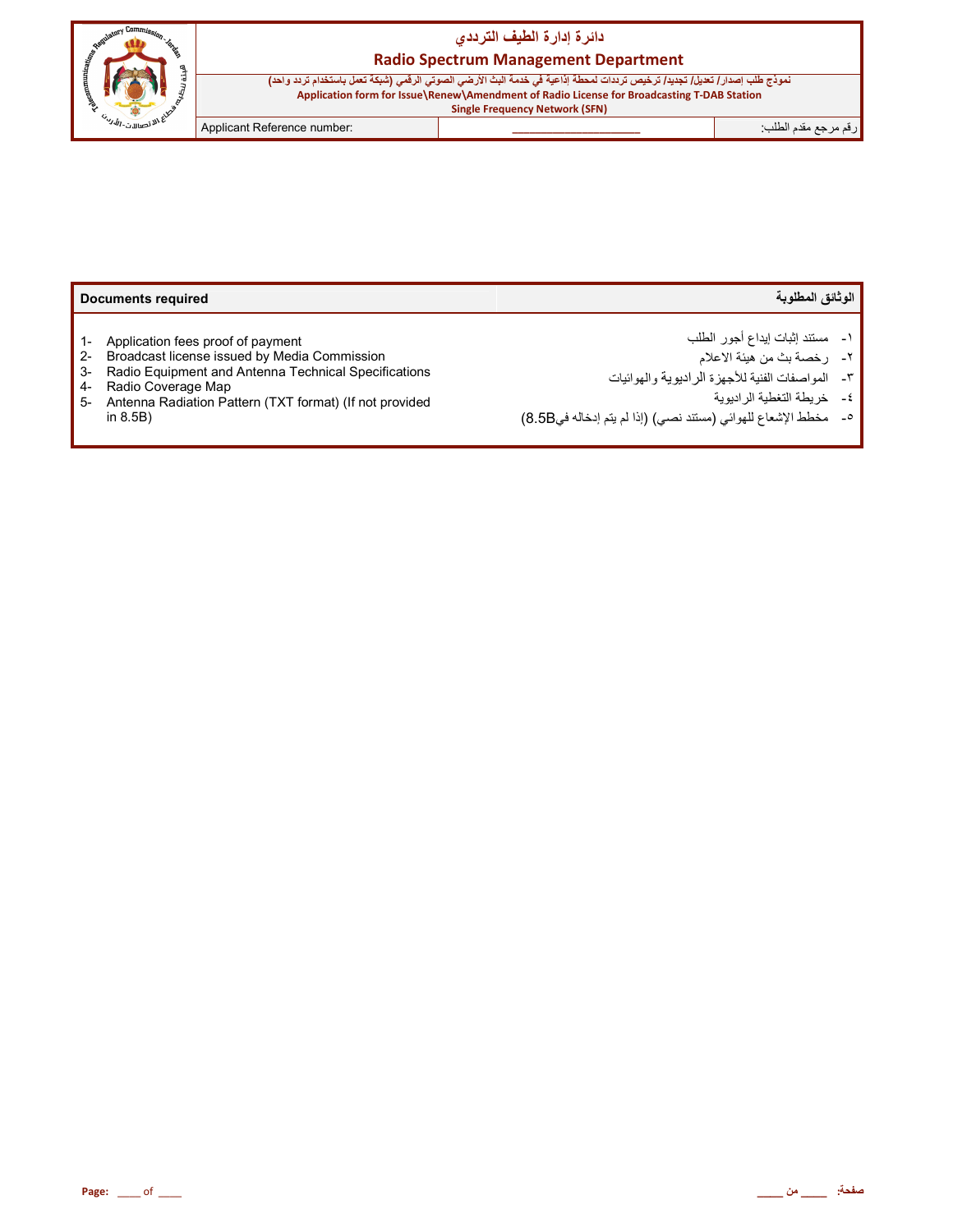# دائرة إدارة الطيف الترددي

## Radio Spectrum Management Department

نموذج طلب إصدار/ تعديل/ تجديد/ ترخيص ترددات لمحطة إذاعية في خدمة البث الأرضي الصوتي الرقمي (شبكة تعمل باستخدام تردد واحد)

**Application form for Issue\Renew\Amendment of Radio License for Broadcasting T-DAB Station Single Frequency Network (SFN)**

| | | |
|---|---|---|
| Applicant Reference number: | ___________________ | رقم مرجع مقدم الطلب: |

| Documents required | الوثائق المطلوبة |
|---|---|
| 1- Application fees proof of payment<br>2- Broadcast license issued by Media Commission<br>3- Radio Equipment and Antenna Technical Specifications<br>4- Radio Coverage Map<br>5- Antenna Radiation Pattern (TXT format) (If not provided in 8.5B) | ١- مستند إثبات إيداع أجور الطلب<br>٢- رخصة بث من هيئة الاعلام<br>٣- المواصفات الفنية للأجهزة الراديوية والهوائيات<br>٤- خريطة التغطية الراديوية<br>٥- مخطط الإشعاع للهوائي (مستند نصي) (إذا لم يتم إدخاله في8.5B) |